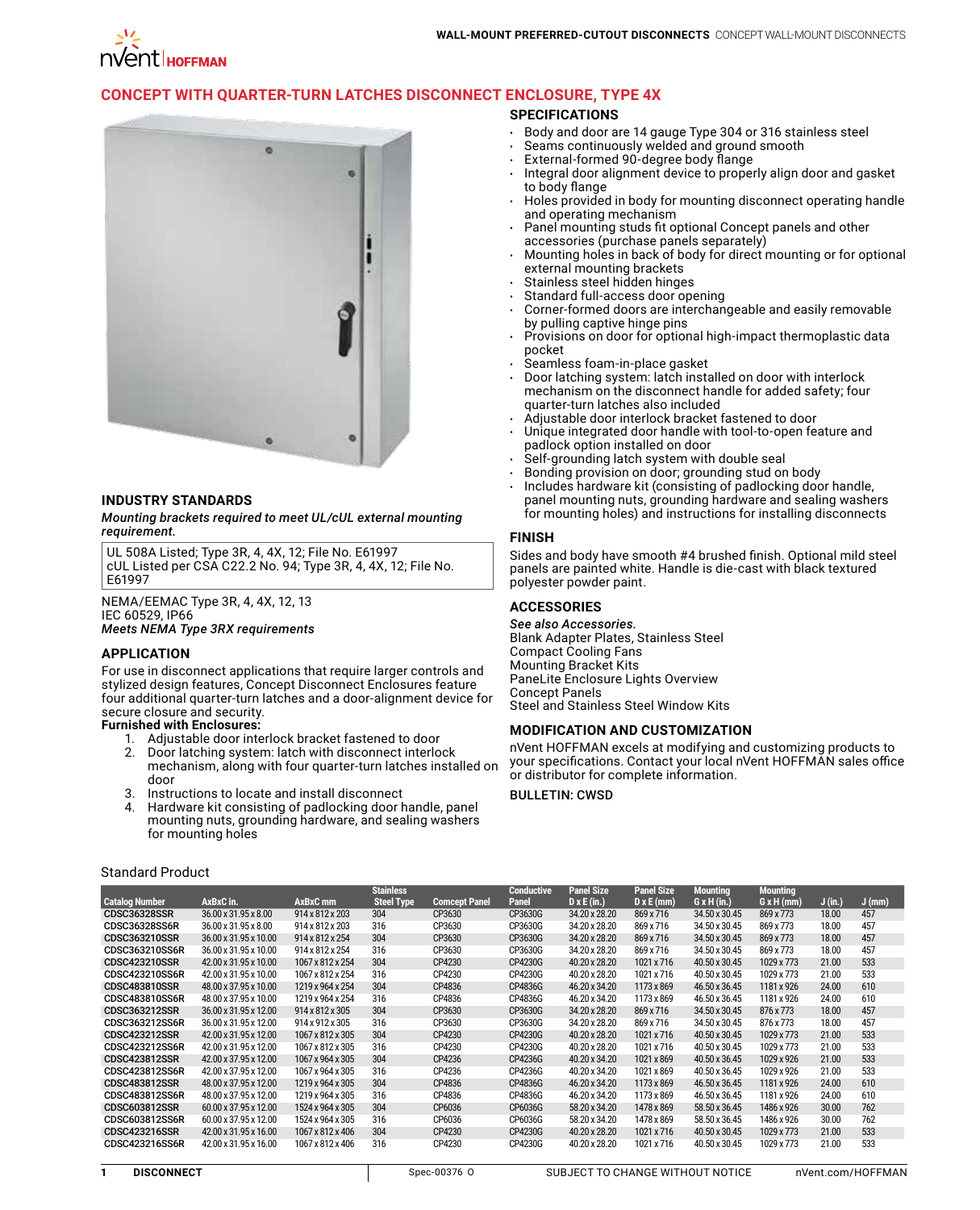# CONCEPT WITH QUARTER-TURN LATCHES DISCONNECT ENCLOSURE, TYPE 4X

## INDUSTRY STANDARDS

***Mounting brackets required to meet UL/cUL external mounting requirement.***

UL 508A Listed; Type 3R, 4, 4X, 12; File No. E61997
cUL Listed per CSA C22.2 No. 94; Type 3R, 4, 4X, 12; File No. E61997

NEMA/EEMAC Type 3R, 4, 4X, 12, 13
IEC 60529, IP66
*Meets NEMA Type 3RX requirements*

## APPLICATION

For use in disconnect applications that require larger controls and stylized design features, Concept Disconnect Enclosures feature four additional quarter-turn latches and a door-alignment device for secure closure and security.

**Furnished with Enclosures:**

1. Adjustable door interlock bracket fastened to door
2. Door latching system: latch with disconnect interlock mechanism, along with four quarter-turn latches installed on door
3. Instructions to locate and install disconnect
4. Hardware kit consisting of padlocking door handle, panel mounting nuts, grounding hardware, and sealing washers for mounting holes

## SPECIFICATIONS

- Body and door are 14 gauge Type 304 or 316 stainless steel
- Seams continuously welded and ground smooth
- External-formed 90-degree body flange
- Integral door alignment device to properly align door and gasket to body flange
- Holes provided in body for mounting disconnect operating handle and operating mechanism
- Panel mounting studs fit optional Concept panels and other accessories (purchase panels separately)
- Mounting holes in back of body for direct mounting or for optional external mounting brackets
- Stainless steel hidden hinges
- Standard full-access door opening
- Corner-formed doors are interchangeable and easily removable by pulling captive hinge pins
- Provisions on door for optional high-impact thermoplastic data pocket
- Seamless foam-in-place gasket
- Door latching system: latch installed on door with interlock mechanism on the disconnect handle for added safety; four quarter-turn latches also included
- Adjustable door interlock bracket fastened to door
- Unique integrated door handle with tool-to-open feature and padlock option installed on door
- Self-grounding latch system with double seal
- Bonding provision on door; grounding stud on body
- Includes hardware kit (consisting of padlocking door handle, panel mounting nuts, grounding hardware and sealing washers for mounting holes) and instructions for installing disconnects

## FINISH

Sides and body have smooth #4 brushed finish. Optional mild steel panels are painted white. Handle is die-cast with black textured polyester powder paint.

## ACCESSORIES

***See also Accessories.***
Blank Adapter Plates, Stainless Steel
Compact Cooling Fans
Mounting Bracket Kits
PaneLite Enclosure Lights Overview
Concept Panels
Steel and Stainless Steel Window Kits

## MODIFICATION AND CUSTOMIZATION

nVent HOFFMAN excels at modifying and customizing products to your specifications. Contact your local nVent HOFFMAN sales office or distributor for complete information.

BULLETIN: CWSD

Standard Product

| Catalog Number | AxBxC in. | AxBxC mm | Stainless Steel Type | Comcept Panel | Conductive Panel | Panel Size D x E (in.) | Panel Size D x E (mm) | Mounting G x H (in.) | Mounting G x H (mm) | J (in.) | J (mm) |
|---|---|---|---|---|---|---|---|---|---|---|---|
| CDSC36328SSR | 36.00 x 31.95 x 8.00 | 914 x 812 x 203 | 304 | CP3630 | CP3630G | 34.20 x 28.20 | 869 x 716 | 34.50 x 30.45 | 869 x 773 | 18.00 | 457 |
| CDSC36328SS6R | 36.00 x 31.95 x 8.00 | 914 x 812 x 203 | 316 | CP3630 | CP3630G | 34.20 x 28.20 | 869 x 716 | 34.50 x 30.45 | 869 x 773 | 18.00 | 457 |
| CDSC363210SSR | 36.00 x 31.95 x 10.00 | 914 x 812 x 254 | 304 | CP3630 | CP3630G | 34.20 x 28.20 | 869 x 716 | 34.50 x 30.45 | 869 x 773 | 18.00 | 457 |
| CDSC363210SS6R | 36.00 x 31.95 x 10.00 | 914 x 812 x 254 | 316 | CP3630 | CP3630G | 34.20 x 28.20 | 869 x 716 | 34.50 x 30.45 | 869 x 773 | 18.00 | 457 |
| CDSC423210SSR | 42.00 x 31.95 x 10.00 | 1067 x 812 x 254 | 304 | CP4230 | CP4230G | 40.20 x 28.20 | 1021 x 716 | 40.50 x 30.45 | 1029 x 773 | 21.00 | 533 |
| CDSC423210SS6R | 42.00 x 31.95 x 10.00 | 1067 x 812 x 254 | 316 | CP4230 | CP4230G | 40.20 x 28.20 | 1021 x 716 | 40.50 x 30.45 | 1029 x 773 | 21.00 | 533 |
| CDSC483810SSR | 48.00 x 37.95 x 10.00 | 1219 x 964 x 254 | 304 | CP4836 | CP4836G | 46.20 x 34.20 | 1173 x 869 | 46.50 x 36.45 | 1181 x 926 | 24.00 | 610 |
| CDSC483810SS6R | 48.00 x 37.95 x 10.00 | 1219 x 964 x 254 | 316 | CP4836 | CP4836G | 46.20 x 34.20 | 1173 x 869 | 46.50 x 36.45 | 1181 x 926 | 24.00 | 610 |
| CDSC363212SSR | 36.00 x 31.95 x 12.00 | 914 x 812 x 305 | 304 | CP3630 | CP3630G | 34.20 x 28.20 | 869 x 716 | 34.50 x 30.45 | 876 x 773 | 18.00 | 457 |
| CDSC363212SS6R | 36.00 x 31.95 x 12.00 | 914 x 912 x 305 | 316 | CP3630 | CP3630G | 34.20 x 28.20 | 869 x 716 | 34.50 x 30.45 | 876 x 773 | 18.00 | 457 |
| CDSC423212SSR | 42.00 x 31.95 x 12.00 | 1067 x 812 x 305 | 304 | CP4230 | CP4230G | 40.20 x 28.20 | 1021 x 716 | 40.50 x 30.45 | 1029 x 773 | 21.00 | 533 |
| CDSC423212SS6R | 42.00 x 31.95 x 12.00 | 1067 x 812 x 305 | 316 | CP4230 | CP4230G | 40.20 x 28.20 | 1021 x 716 | 40.50 x 30.45 | 1029 x 773 | 21.00 | 533 |
| CDSC423812SSR | 42.00 x 37.95 x 12.00 | 1067 x 964 x 305 | 304 | CP4236 | CP4236G | 40.20 x 34.20 | 1021 x 869 | 40.50 x 36.45 | 1029 x 926 | 21.00 | 533 |
| CDSC423812SS6R | 42.00 x 37.95 x 12.00 | 1067 x 964 x 305 | 316 | CP4236 | CP4236G | 40.20 x 34.20 | 1021 x 869 | 40.50 x 36.45 | 1029 x 926 | 21.00 | 533 |
| CDSC483812SSR | 48.00 x 37.95 x 12.00 | 1219 x 964 x 305 | 304 | CP4836 | CP4836G | 46.20 x 34.20 | 1173 x 869 | 46.50 x 36.45 | 1181 x 926 | 24.00 | 610 |
| CDSC483812SS6R | 48.00 x 37.95 x 12.00 | 1219 x 964 x 305 | 316 | CP4836 | CP4836G | 46.20 x 34.20 | 1173 x 869 | 46.50 x 36.45 | 1181 x 926 | 24.00 | 610 |
| CDSC603812SSR | 60.00 x 37.95 x 12.00 | 1524 x 964 x 305 | 304 | CP6036 | CP6036G | 58.20 x 34.20 | 1478 x 869 | 58.50 x 36.45 | 1486 x 926 | 30.00 | 762 |
| CDSC603812SS6R | 60.00 x 37.95 x 12.00 | 1524 x 964 x 305 | 316 | CP6036 | CP6036G | 58.20 x 34.20 | 1478 x 869 | 58.50 x 36.45 | 1486 x 926 | 30.00 | 762 |
| CDSC423216SSR | 42.00 x 31.95 x 16.00 | 1067 x 812 x 406 | 304 | CP4230 | CP4230G | 40.20 x 28.20 | 1021 x 716 | 40.50 x 30.45 | 1029 x 773 | 21.00 | 533 |
| CDSC423216SS6R | 42.00 x 31.95 x 16.00 | 1067 x 812 x 406 | 316 | CP4230 | CP4230G | 40.20 x 28.20 | 1021 x 716 | 40.50 x 30.45 | 1029 x 773 | 21.00 | 533 |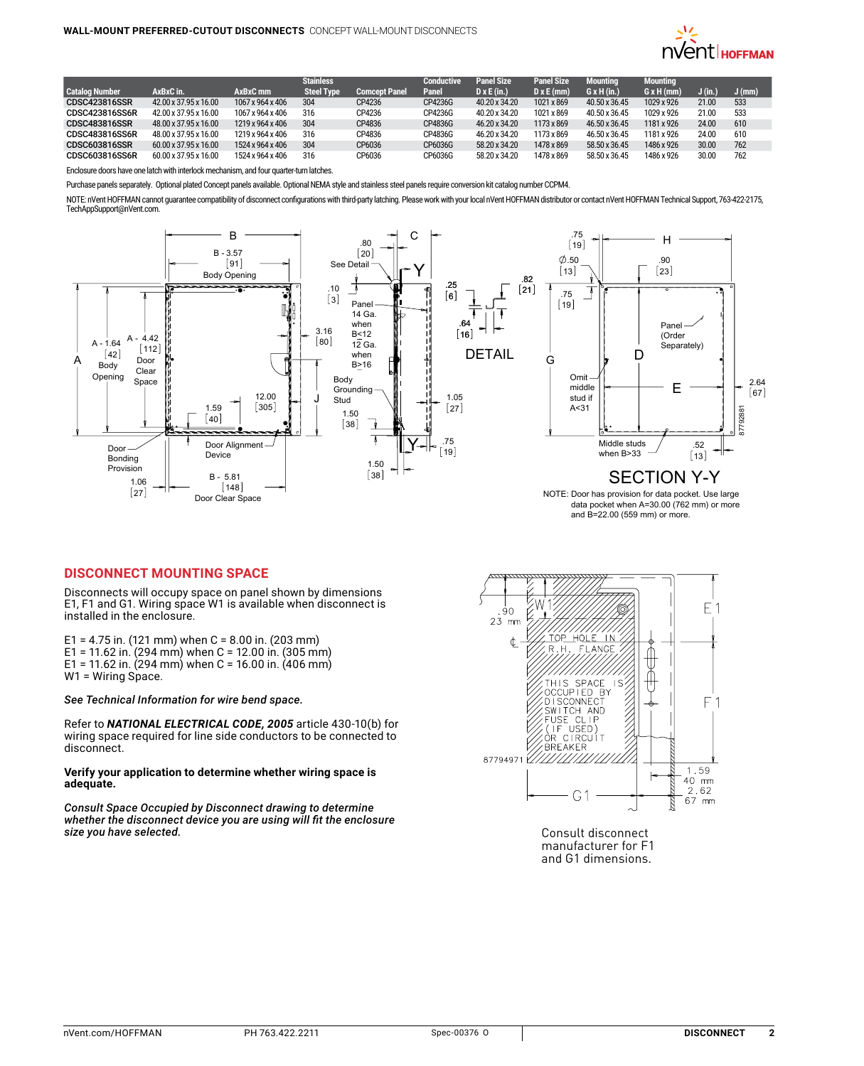**WALL-MOUNT PREFERRED-CUTOUT DISCONNECTS** CONCEPT WALL-MOUNT DISCONNECTS

| Catalog Number | AxBxC in. | AxBxC mm | Stainless Steel Type | Comcept Panel | Conductive Panel | Panel Size D x E (in.) | Panel Size D x E (mm) | Mounting G x H (in.) | Mounting G x H (mm) | J (in.) | J (mm) |
|---|---|---|---|---|---|---|---|---|---|---|---|
| CDSC423816SSR | 42.00 x 37.95 x 16.00 | 1067 x 964 x 406 | 304 | CP4236 | CP4236G | 40.20 x 34.20 | 1021 x 869 | 40.50 x 36.45 | 1029 x 926 | 21.00 | 533 |
| CDSC423816SS6R | 42.00 x 37.95 x 16.00 | 1067 x 964 x 406 | 316 | CP4236 | CP4236G | 40.20 x 34.20 | 1021 x 869 | 40.50 x 36.45 | 1029 x 926 | 21.00 | 533 |
| CDSC483816SSR | 48.00 x 37.95 x 16.00 | 1219 x 964 x 406 | 304 | CP4836 | CP4836G | 46.20 x 34.20 | 1173 x 869 | 46.50 x 36.45 | 1181 x 926 | 24.00 | 610 |
| CDSC483816SS6R | 48.00 x 37.95 x 16.00 | 1219 x 964 x 406 | 316 | CP4836 | CP4836G | 46.20 x 34.20 | 1173 x 869 | 46.50 x 36.45 | 1181 x 926 | 24.00 | 610 |
| CDSC603816SSR | 60.00 x 37.95 x 16.00 | 1524 x 964 x 406 | 304 | CP6036 | CP6036G | 58.20 x 34.20 | 1478 x 869 | 58.50 x 36.45 | 1486 x 926 | 30.00 | 762 |
| CDSC603816SS6R | 60.00 x 37.95 x 16.00 | 1524 x 964 x 406 | 316 | CP6036 | CP6036G | 58.20 x 34.20 | 1478 x 869 | 58.50 x 36.45 | 1486 x 926 | 30.00 | 762 |

Enclosure doors have one latch with interlock mechanism, and four quarter-turn latches.

Purchase panels separately. Optional plated Concept panels available. Optional NEMA style and stainless steel panels require conversion kit catalog number CCPM4.

NOTE: nVent HOFFMAN cannot guarantee compatibility of disconnect configurations with third-party latching. Please work with your local nVent HOFFMAN distributor or contact nVent HOFFMAN Technical Support, 763-422-2175, TechAppSupport@nVent.com.

NOTE: Door has provision for data pocket. Use large data pocket when A=30.00 (762 mm) or more and B=22.00 (559 mm) or more.

## DISCONNECT MOUNTING SPACE

Disconnects will occupy space on panel shown by dimensions E1, F1 and G1. Wiring space W1 is available when disconnect is installed in the enclosure.

E1 = 4.75 in. (121 mm) when C = 8.00 in. (203 mm)
E1 = 11.62 in. (294 mm) when C = 12.00 in. (305 mm)
E1 = 11.62 in. (294 mm) when C = 16.00 in. (406 mm)
W1 = Wiring Space.

*See Technical Information for wire bend space.*

Refer to ***NATIONAL ELECTRICAL CODE, 2005*** article 430-10(b) for wiring space required for line side conductors to be connected to disconnect.

**Verify your application to determine whether wiring space is adequate.**

***Consult Space Occupied by Disconnect drawing to determine whether the disconnect device you are using will fit the enclosure size you have selected.***

Consult disconnect manufacturer for F1 and G1 dimensions.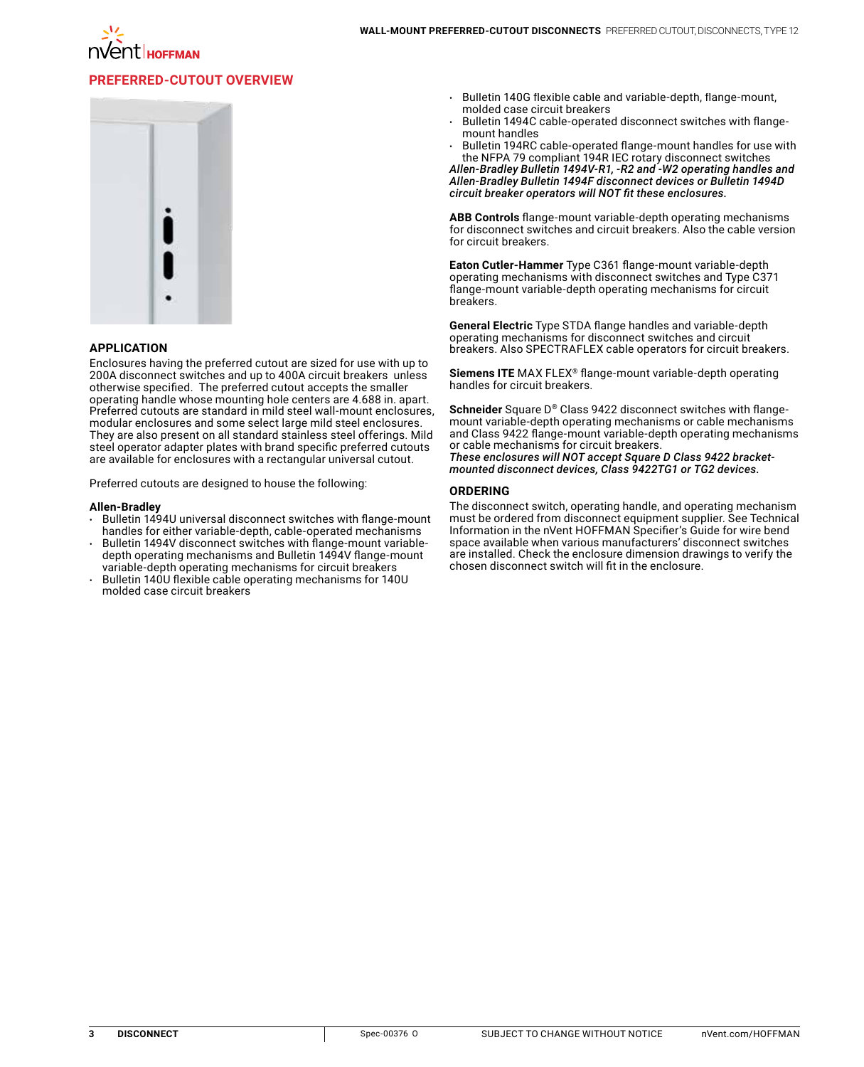## PREFERRED-CUTOUT OVERVIEW

### APPLICATION

Enclosures having the preferred cutout are sized for use with up to 200A disconnect switches and up to 400A circuit breakers unless otherwise specified. The preferred cutout accepts the smaller operating handle whose mounting hole centers are 4.688 in. apart. Preferred cutouts are standard in mild steel wall-mount enclosures, modular enclosures and some select large mild steel enclosures. They are also present on all standard stainless steel offerings. Mild steel operator adapter plates with brand specific preferred cutouts are available for enclosures with a rectangular universal cutout.

Preferred cutouts are designed to house the following:

**Allen-Bradley**

- Bulletin 1494U universal disconnect switches with flange-mount handles for either variable-depth, cable-operated mechanisms
- Bulletin 1494V disconnect switches with flange-mount variable-depth operating mechanisms and Bulletin 1494V flange-mount variable-depth operating mechanisms for circuit breakers
- Bulletin 140U flexible cable operating mechanisms for 140U molded case circuit breakers
- Bulletin 140G flexible cable and variable-depth, flange-mount, molded case circuit breakers
- Bulletin 1494C cable-operated disconnect switches with flange-mount handles
- Bulletin 194RC cable-operated flange-mount handles for use with the NFPA 79 compliant 194R IEC rotary disconnect switches

***Allen-Bradley Bulletin 1494V-R1, -R2 and -W2 operating handles and Allen-Bradley Bulletin 1494F disconnect devices or Bulletin 1494D circuit breaker operators will NOT fit these enclosures.***

**ABB Controls** flange-mount variable-depth operating mechanisms for disconnect switches and circuit breakers. Also the cable version for circuit breakers.

**Eaton Cutler-Hammer** Type C361 flange-mount variable-depth operating mechanisms with disconnect switches and Type C371 flange-mount variable-depth operating mechanisms for circuit breakers.

**General Electric** Type STDA flange handles and variable-depth operating mechanisms for disconnect switches and circuit breakers. Also SPECTRAFLEX cable operators for circuit breakers.

**Siemens ITE** MAX FLEX® flange-mount variable-depth operating handles for circuit breakers.

**Schneider** Square D® Class 9422 disconnect switches with flange-mount variable-depth operating mechanisms or cable mechanisms and Class 9422 flange-mount variable-depth operating mechanisms or cable mechanisms for circuit breakers.
***These enclosures will NOT accept Square D Class 9422 bracket-mounted disconnect devices, Class 9422TG1 or TG2 devices.***

### ORDERING

The disconnect switch, operating handle, and operating mechanism must be ordered from disconnect equipment supplier. See Technical Information in the nVent HOFFMAN Specifier's Guide for wire bend space available when various manufacturers' disconnect switches are installed. Check the enclosure dimension drawings to verify the chosen disconnect switch will fit in the enclosure.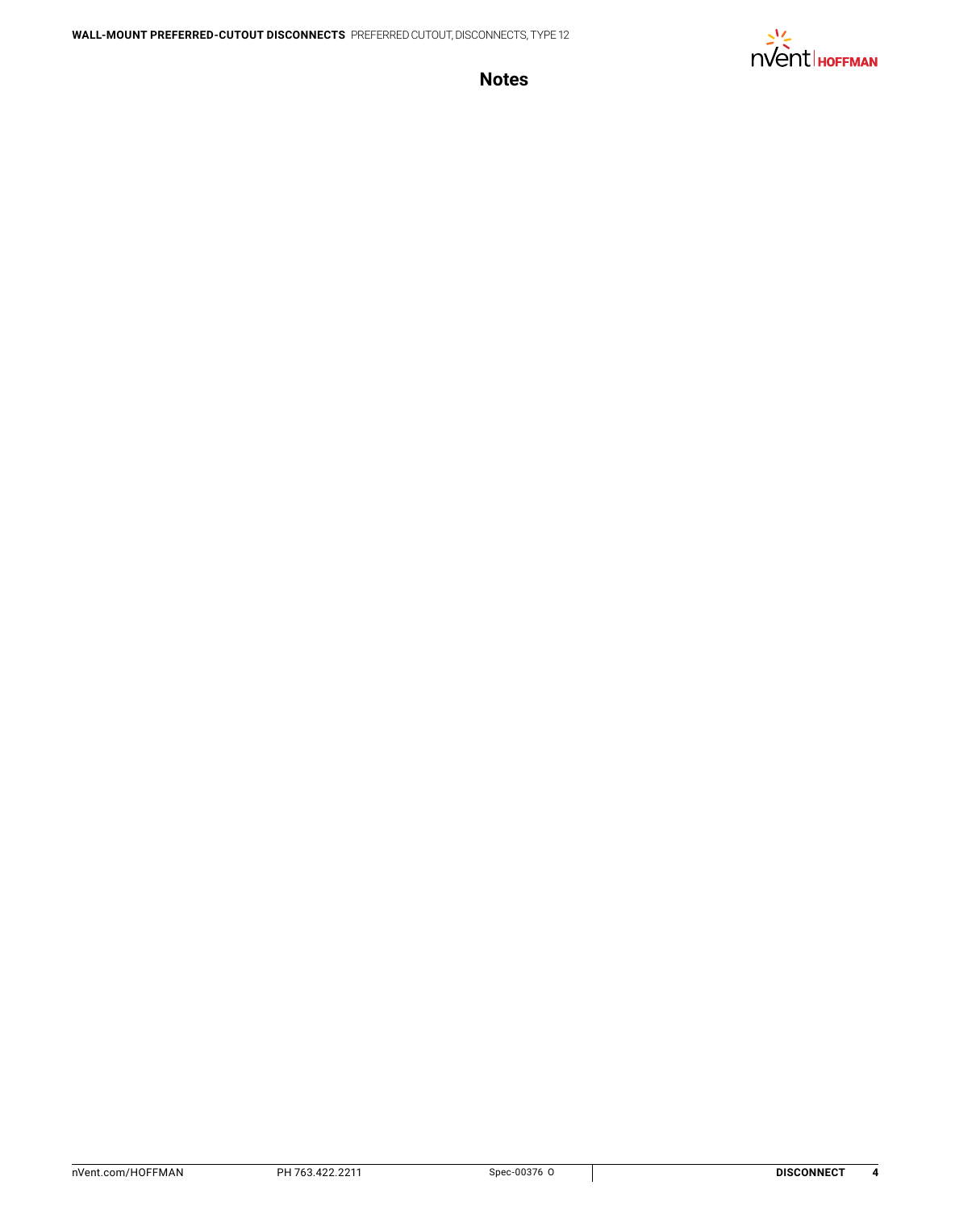## Notes